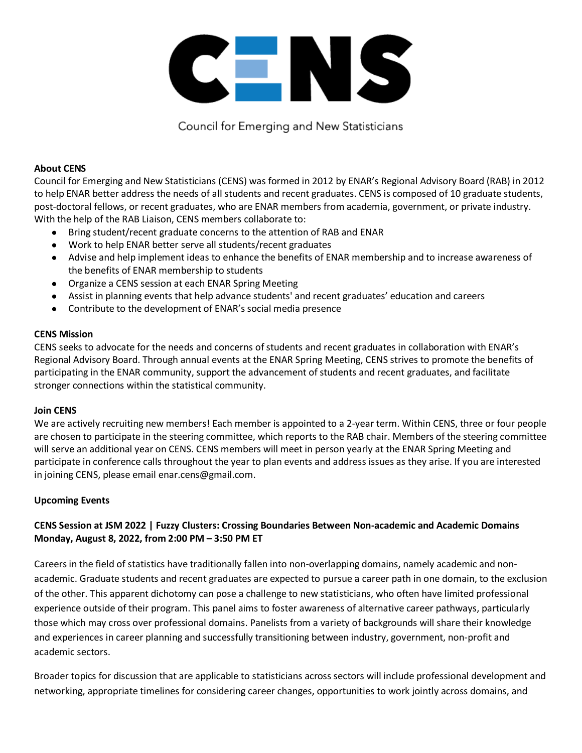# CENS

Council for Emerging and New Statisticians

**About CENS**

Council for Emerging and New Statisticians (CENS) was formed in 2012 by ENAR's Regional Advisory Board (RAB) in 2012 to help ENAR better address the needs of all students and recent graduates. CENS is composed of 10 graduate students, post-doctoral fellows, or recent graduates, who are ENAR members from academia, government, or private industry. With the help of the RAB Liaison, CENS members collaborate to:

- Bring student/recent graduate concerns to the attention of RAB and ENAR
- Work to help ENAR better serve all students/recent graduates
- Advise and help implement ideas to enhance the benefits of ENAR membership and to increase awareness of the benefits of ENAR membership to students
- Organize a CENS session at each ENAR Spring Meeting
- Assist in planning events that help advance students' and recent graduates' education and careers
- Contribute to the development of ENAR's social media presence

**CENS Mission**

CENS seeks to advocate for the needs and concerns of students and recent graduates in collaboration with ENAR's Regional Advisory Board. Through annual events at the ENAR Spring Meeting, CENS strives to promote the benefits of participating in the ENAR community, support the advancement of students and recent graduates, and facilitate stronger connections within the statistical community.

**Join CENS**

We are actively recruiting new members! Each member is appointed to a 2-year term. Within CENS, three or four people are chosen to participate in the steering committee, which reports to the RAB chair. Members of the steering committee will serve an additional year on CENS. CENS members will meet in person yearly at the ENAR Spring Meeting and participate in conference calls throughout the year to plan events and address issues as they arise. If you are interested in joining CENS, please email enar.cens@gmail.com.

**Upcoming Events**

**CENS Session at JSM 2022 | Fuzzy Clusters: Crossing Boundaries Between Non-academic and Academic Domains**
**Monday, August 8, 2022, from 2:00 PM – 3:50 PM ET**

Careers in the field of statistics have traditionally fallen into non-overlapping domains, namely academic and non-academic. Graduate students and recent graduates are expected to pursue a career path in one domain, to the exclusion of the other. This apparent dichotomy can pose a challenge to new statisticians, who often have limited professional experience outside of their program. This panel aims to foster awareness of alternative career pathways, particularly those which may cross over professional domains. Panelists from a variety of backgrounds will share their knowledge and experiences in career planning and successfully transitioning between industry, government, non-profit and academic sectors.

Broader topics for discussion that are applicable to statisticians across sectors will include professional development and networking, appropriate timelines for considering career changes, opportunities to work jointly across domains, and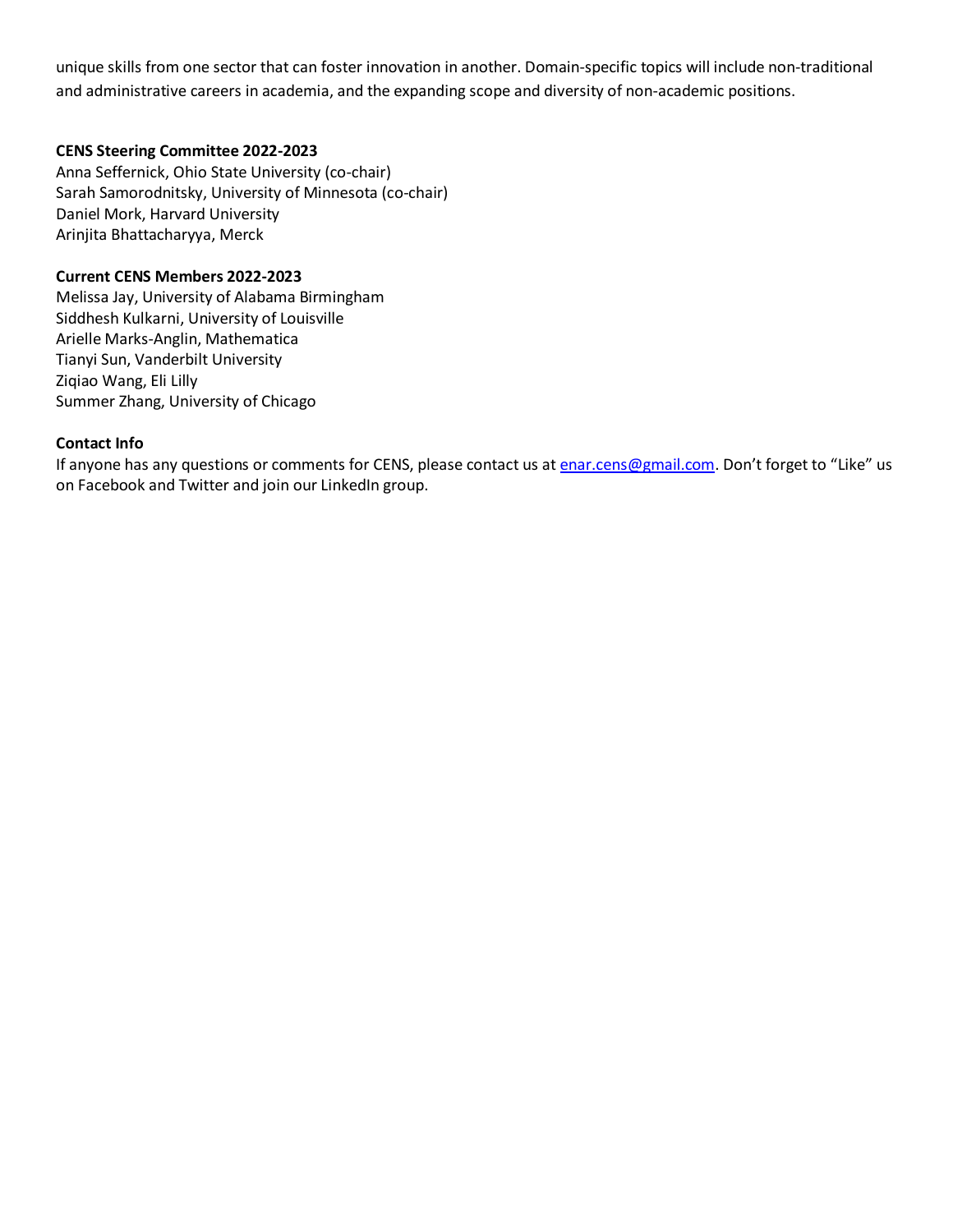unique skills from one sector that can foster innovation in another. Domain-specific topics will include non-traditional and administrative careers in academia, and the expanding scope and diversity of non-academic positions.

**CENS Steering Committee 2022-2023**
Anna Seffernick, Ohio State University (co-chair)
Sarah Samorodnitsky, University of Minnesota (co-chair)
Daniel Mork, Harvard University
Arinjita Bhattacharyya, Merck

**Current CENS Members 2022-2023**
Melissa Jay, University of Alabama Birmingham
Siddhesh Kulkarni, University of Louisville
Arielle Marks-Anglin, Mathematica
Tianyi Sun, Vanderbilt University
Ziqiao Wang, Eli Lilly
Summer Zhang, University of Chicago

**Contact Info**
If anyone has any questions or comments for CENS, please contact us at enar.cens@gmail.com. Don't forget to "Like" us on Facebook and Twitter and join our LinkedIn group.